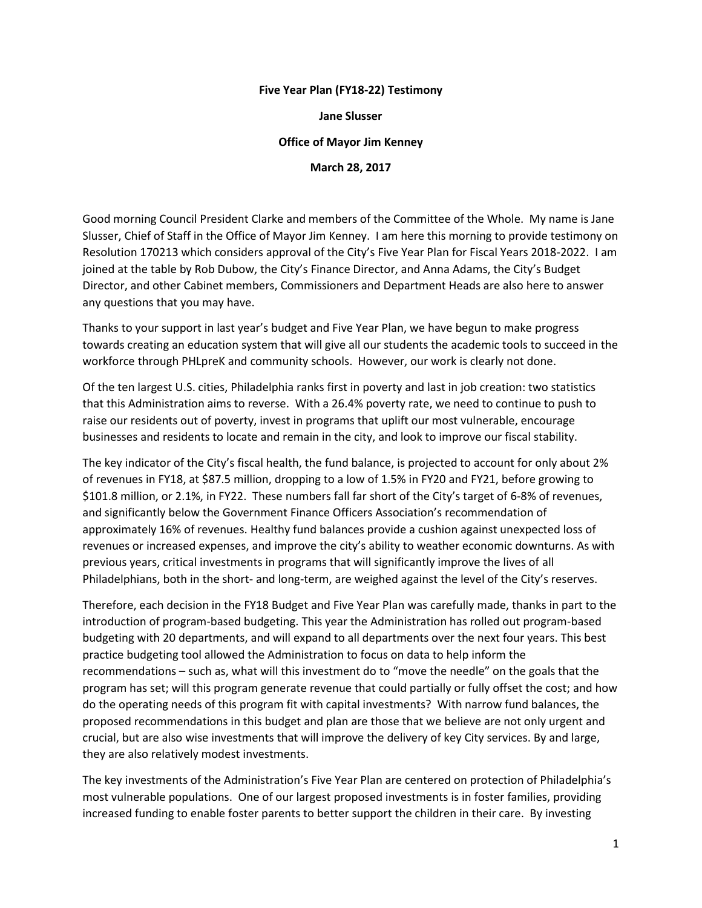**Five Year Plan (FY18-22) Testimony**

**Jane Slusser**

**Office of Mayor Jim Kenney**

**March 28, 2017**

Good morning Council President Clarke and members of the Committee of the Whole. My name is Jane Slusser, Chief of Staff in the Office of Mayor Jim Kenney. I am here this morning to provide testimony on Resolution 170213 which considers approval of the City's Five Year Plan for Fiscal Years 2018-2022. I am joined at the table by Rob Dubow, the City's Finance Director, and Anna Adams, the City's Budget Director, and other Cabinet members, Commissioners and Department Heads are also here to answer any questions that you may have.

Thanks to your support in last year's budget and Five Year Plan, we have begun to make progress towards creating an education system that will give all our students the academic tools to succeed in the workforce through PHLpreK and community schools. However, our work is clearly not done.

Of the ten largest U.S. cities, Philadelphia ranks first in poverty and last in job creation: two statistics that this Administration aims to reverse. With a 26.4% poverty rate, we need to continue to push to raise our residents out of poverty, invest in programs that uplift our most vulnerable, encourage businesses and residents to locate and remain in the city, and look to improve our fiscal stability.

The key indicator of the City's fiscal health, the fund balance, is projected to account for only about 2% of revenues in FY18, at $87.5 million, dropping to a low of 1.5% in FY20 and FY21, before growing to $101.8 million, or 2.1%, in FY22. These numbers fall far short of the City's target of 6-8% of revenues, and significantly below the Government Finance Officers Association's recommendation of approximately 16% of revenues. Healthy fund balances provide a cushion against unexpected loss of revenues or increased expenses, and improve the city's ability to weather economic downturns. As with previous years, critical investments in programs that will significantly improve the lives of all Philadelphians, both in the short- and long-term, are weighed against the level of the City's reserves.

Therefore, each decision in the FY18 Budget and Five Year Plan was carefully made, thanks in part to the introduction of program-based budgeting. This year the Administration has rolled out program-based budgeting with 20 departments, and will expand to all departments over the next four years. This best practice budgeting tool allowed the Administration to focus on data to help inform the recommendations – such as, what will this investment do to "move the needle" on the goals that the program has set; will this program generate revenue that could partially or fully offset the cost; and how do the operating needs of this program fit with capital investments? With narrow fund balances, the proposed recommendations in this budget and plan are those that we believe are not only urgent and crucial, but are also wise investments that will improve the delivery of key City services. By and large, they are also relatively modest investments.

The key investments of the Administration's Five Year Plan are centered on protection of Philadelphia's most vulnerable populations. One of our largest proposed investments is in foster families, providing increased funding to enable foster parents to better support the children in their care. By investing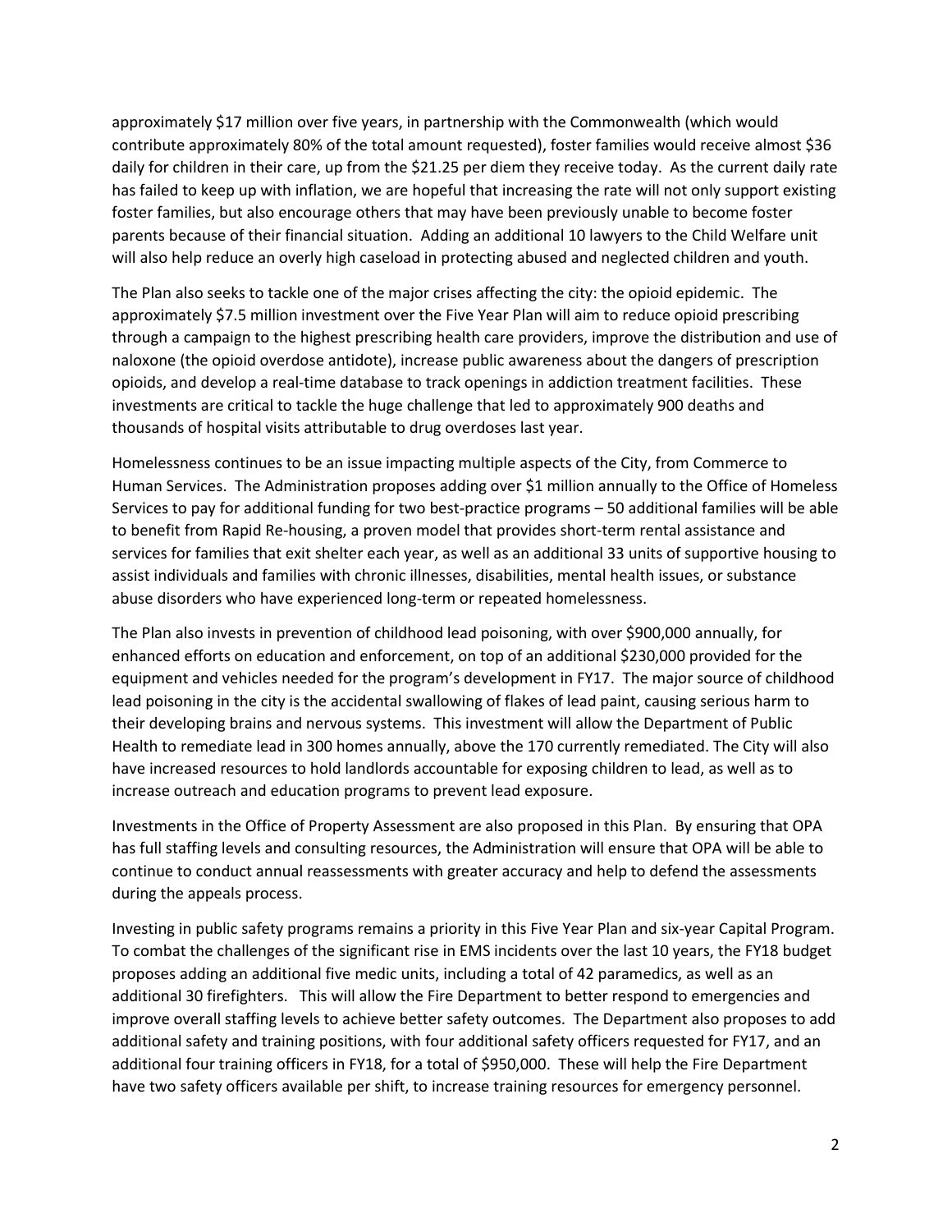approximately $17 million over five years, in partnership with the Commonwealth (which would contribute approximately 80% of the total amount requested), foster families would receive almost $36 daily for children in their care, up from the $21.25 per diem they receive today. As the current daily rate has failed to keep up with inflation, we are hopeful that increasing the rate will not only support existing foster families, but also encourage others that may have been previously unable to become foster parents because of their financial situation. Adding an additional 10 lawyers to the Child Welfare unit will also help reduce an overly high caseload in protecting abused and neglected children and youth.

The Plan also seeks to tackle one of the major crises affecting the city: the opioid epidemic. The approximately $7.5 million investment over the Five Year Plan will aim to reduce opioid prescribing through a campaign to the highest prescribing health care providers, improve the distribution and use of naloxone (the opioid overdose antidote), increase public awareness about the dangers of prescription opioids, and develop a real-time database to track openings in addiction treatment facilities. These investments are critical to tackle the huge challenge that led to approximately 900 deaths and thousands of hospital visits attributable to drug overdoses last year.

Homelessness continues to be an issue impacting multiple aspects of the City, from Commerce to Human Services. The Administration proposes adding over $1 million annually to the Office of Homeless Services to pay for additional funding for two best-practice programs – 50 additional families will be able to benefit from Rapid Re-housing, a proven model that provides short-term rental assistance and services for families that exit shelter each year, as well as an additional 33 units of supportive housing to assist individuals and families with chronic illnesses, disabilities, mental health issues, or substance abuse disorders who have experienced long-term or repeated homelessness.

The Plan also invests in prevention of childhood lead poisoning, with over $900,000 annually, for enhanced efforts on education and enforcement, on top of an additional $230,000 provided for the equipment and vehicles needed for the program's development in FY17. The major source of childhood lead poisoning in the city is the accidental swallowing of flakes of lead paint, causing serious harm to their developing brains and nervous systems. This investment will allow the Department of Public Health to remediate lead in 300 homes annually, above the 170 currently remediated. The City will also have increased resources to hold landlords accountable for exposing children to lead, as well as to increase outreach and education programs to prevent lead exposure.

Investments in the Office of Property Assessment are also proposed in this Plan. By ensuring that OPA has full staffing levels and consulting resources, the Administration will ensure that OPA will be able to continue to conduct annual reassessments with greater accuracy and help to defend the assessments during the appeals process.

Investing in public safety programs remains a priority in this Five Year Plan and six-year Capital Program. To combat the challenges of the significant rise in EMS incidents over the last 10 years, the FY18 budget proposes adding an additional five medic units, including a total of 42 paramedics, as well as an additional 30 firefighters. This will allow the Fire Department to better respond to emergencies and improve overall staffing levels to achieve better safety outcomes. The Department also proposes to add additional safety and training positions, with four additional safety officers requested for FY17, and an additional four training officers in FY18, for a total of $950,000. These will help the Fire Department have two safety officers available per shift, to increase training resources for emergency personnel.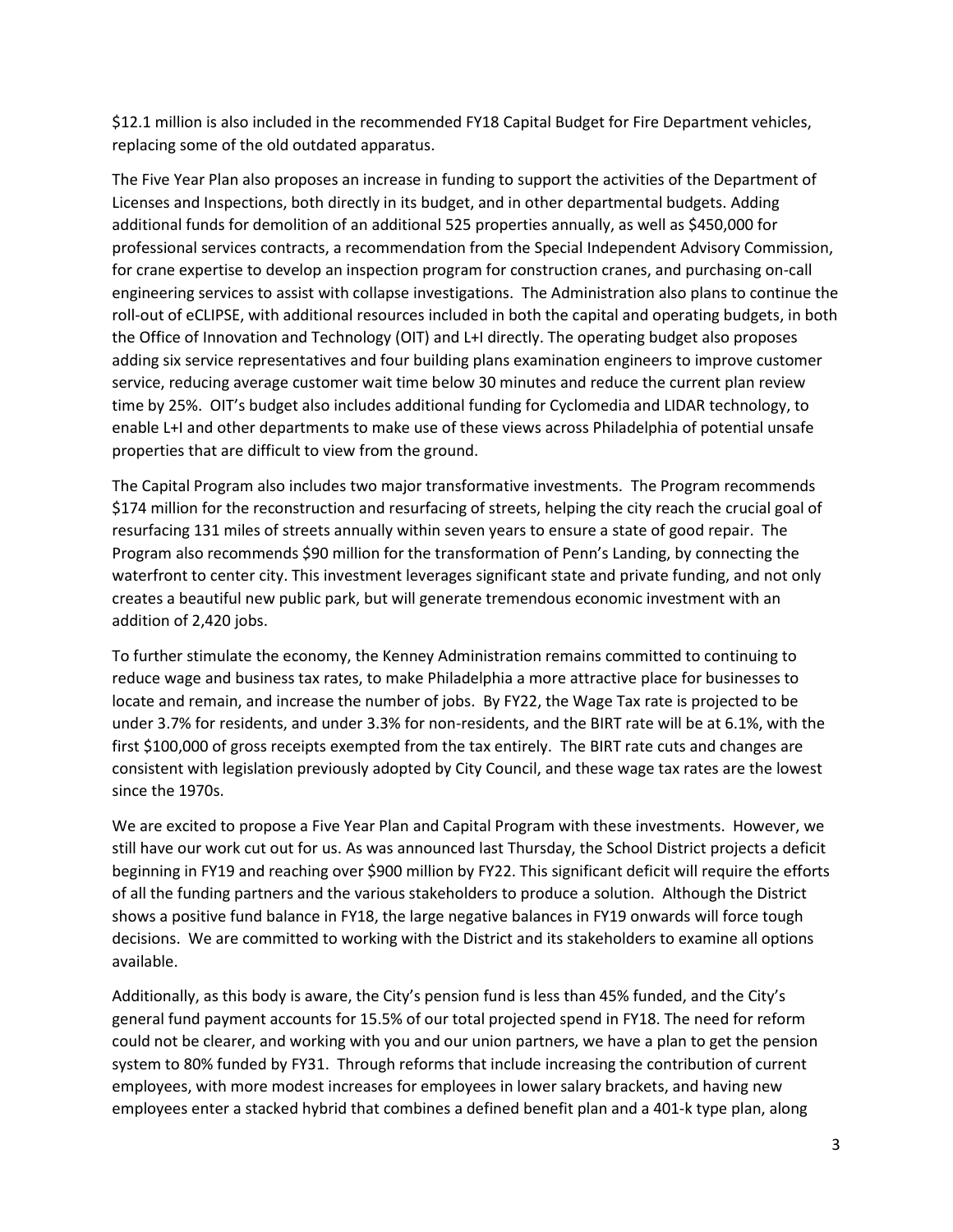$12.1 million is also included in the recommended FY18 Capital Budget for Fire Department vehicles, replacing some of the old outdated apparatus.

The Five Year Plan also proposes an increase in funding to support the activities of the Department of Licenses and Inspections, both directly in its budget, and in other departmental budgets. Adding additional funds for demolition of an additional 525 properties annually, as well as $450,000 for professional services contracts, a recommendation from the Special Independent Advisory Commission, for crane expertise to develop an inspection program for construction cranes, and purchasing on-call engineering services to assist with collapse investigations. The Administration also plans to continue the roll-out of eCLIPSE, with additional resources included in both the capital and operating budgets, in both the Office of Innovation and Technology (OIT) and L+I directly. The operating budget also proposes adding six service representatives and four building plans examination engineers to improve customer service, reducing average customer wait time below 30 minutes and reduce the current plan review time by 25%. OIT's budget also includes additional funding for Cyclomedia and LIDAR technology, to enable L+I and other departments to make use of these views across Philadelphia of potential unsafe properties that are difficult to view from the ground.

The Capital Program also includes two major transformative investments. The Program recommends $174 million for the reconstruction and resurfacing of streets, helping the city reach the crucial goal of resurfacing 131 miles of streets annually within seven years to ensure a state of good repair. The Program also recommends $90 million for the transformation of Penn's Landing, by connecting the waterfront to center city. This investment leverages significant state and private funding, and not only creates a beautiful new public park, but will generate tremendous economic investment with an addition of 2,420 jobs.

To further stimulate the economy, the Kenney Administration remains committed to continuing to reduce wage and business tax rates, to make Philadelphia a more attractive place for businesses to locate and remain, and increase the number of jobs. By FY22, the Wage Tax rate is projected to be under 3.7% for residents, and under 3.3% for non-residents, and the BIRT rate will be at 6.1%, with the first $100,000 of gross receipts exempted from the tax entirely. The BIRT rate cuts and changes are consistent with legislation previously adopted by City Council, and these wage tax rates are the lowest since the 1970s.

We are excited to propose a Five Year Plan and Capital Program with these investments. However, we still have our work cut out for us. As was announced last Thursday, the School District projects a deficit beginning in FY19 and reaching over $900 million by FY22. This significant deficit will require the efforts of all the funding partners and the various stakeholders to produce a solution. Although the District shows a positive fund balance in FY18, the large negative balances in FY19 onwards will force tough decisions. We are committed to working with the District and its stakeholders to examine all options available.

Additionally, as this body is aware, the City's pension fund is less than 45% funded, and the City's general fund payment accounts for 15.5% of our total projected spend in FY18. The need for reform could not be clearer, and working with you and our union partners, we have a plan to get the pension system to 80% funded by FY31. Through reforms that include increasing the contribution of current employees, with more modest increases for employees in lower salary brackets, and having new employees enter a stacked hybrid that combines a defined benefit plan and a 401-k type plan, along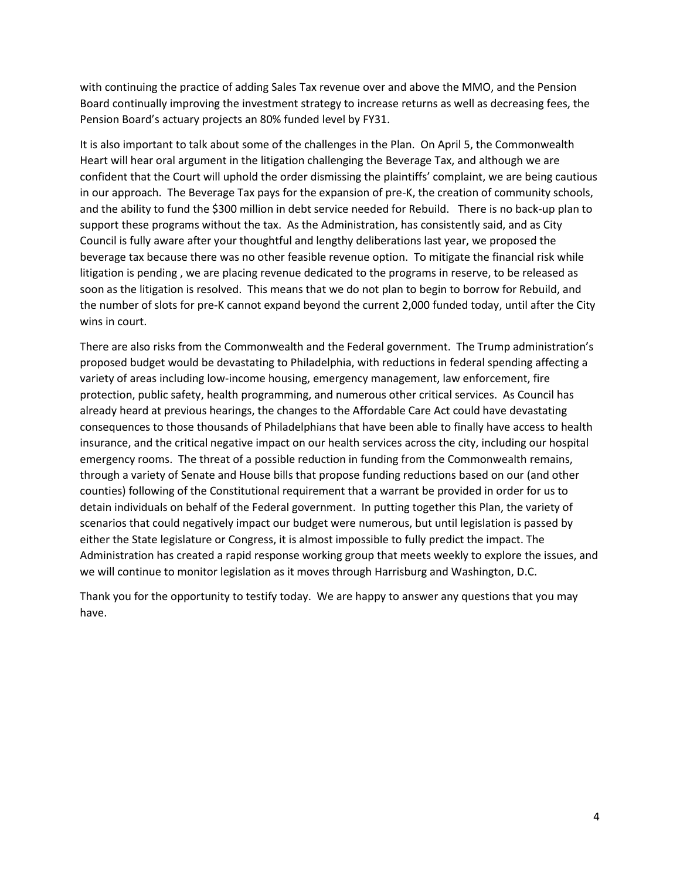with continuing the practice of adding Sales Tax revenue over and above the MMO, and the Pension Board continually improving the investment strategy to increase returns as well as decreasing fees, the Pension Board's actuary projects an 80% funded level by FY31.

It is also important to talk about some of the challenges in the Plan. On April 5, the Commonwealth Heart will hear oral argument in the litigation challenging the Beverage Tax, and although we are confident that the Court will uphold the order dismissing the plaintiffs' complaint, we are being cautious in our approach. The Beverage Tax pays for the expansion of pre-K, the creation of community schools, and the ability to fund the $300 million in debt service needed for Rebuild. There is no back-up plan to support these programs without the tax. As the Administration, has consistently said, and as City Council is fully aware after your thoughtful and lengthy deliberations last year, we proposed the beverage tax because there was no other feasible revenue option. To mitigate the financial risk while litigation is pending , we are placing revenue dedicated to the programs in reserve, to be released as soon as the litigation is resolved. This means that we do not plan to begin to borrow for Rebuild, and the number of slots for pre-K cannot expand beyond the current 2,000 funded today, until after the City wins in court.

There are also risks from the Commonwealth and the Federal government. The Trump administration's proposed budget would be devastating to Philadelphia, with reductions in federal spending affecting a variety of areas including low-income housing, emergency management, law enforcement, fire protection, public safety, health programming, and numerous other critical services. As Council has already heard at previous hearings, the changes to the Affordable Care Act could have devastating consequences to those thousands of Philadelphians that have been able to finally have access to health insurance, and the critical negative impact on our health services across the city, including our hospital emergency rooms. The threat of a possible reduction in funding from the Commonwealth remains, through a variety of Senate and House bills that propose funding reductions based on our (and other counties) following of the Constitutional requirement that a warrant be provided in order for us to detain individuals on behalf of the Federal government. In putting together this Plan, the variety of scenarios that could negatively impact our budget were numerous, but until legislation is passed by either the State legislature or Congress, it is almost impossible to fully predict the impact. The Administration has created a rapid response working group that meets weekly to explore the issues, and we will continue to monitor legislation as it moves through Harrisburg and Washington, D.C.

Thank you for the opportunity to testify today. We are happy to answer any questions that you may have.